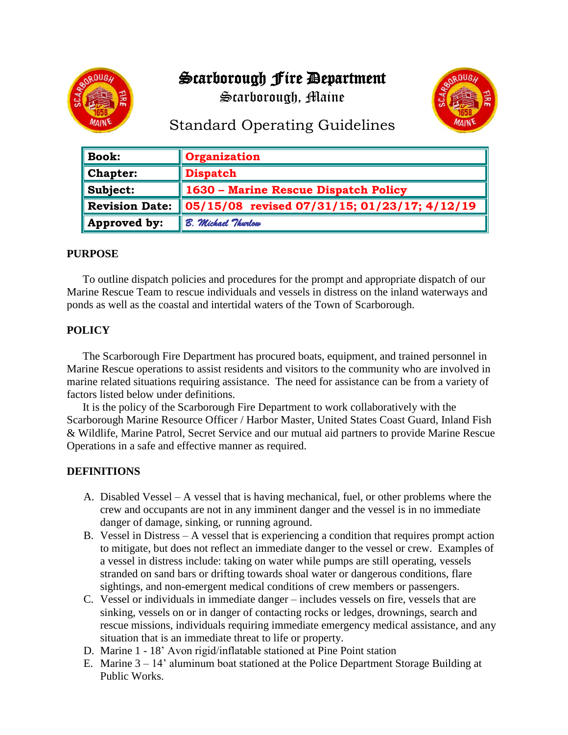# Scarborough Fire Department

## Scarborough, Maine

## Standard Operating Guidelines

| **Book:** | **Organization** |
|---|---|
| **Chapter:** | **Dispatch** |
| **Subject:** | **1630 – Marine Rescue Dispatch Policy** |
| **Revision Date:** | **05/15/08 revised 07/31/15; 01/23/17; 4/12/19** |
| **Approved by:** | *B. Michael Thurlow* |

**PURPOSE**

To outline dispatch policies and procedures for the prompt and appropriate dispatch of our Marine Rescue Team to rescue individuals and vessels in distress on the inland waterways and ponds as well as the coastal and intertidal waters of the Town of Scarborough.

**POLICY**

The Scarborough Fire Department has procured boats, equipment, and trained personnel in Marine Rescue operations to assist residents and visitors to the community who are involved in marine related situations requiring assistance. The need for assistance can be from a variety of factors listed below under definitions.

It is the policy of the Scarborough Fire Department to work collaboratively with the Scarborough Marine Resource Officer / Harbor Master, United States Coast Guard, Inland Fish & Wildlife, Marine Patrol, Secret Service and our mutual aid partners to provide Marine Rescue Operations in a safe and effective manner as required.

**DEFINITIONS**

A. Disabled Vessel – A vessel that is having mechanical, fuel, or other problems where the crew and occupants are not in any imminent danger and the vessel is in no immediate danger of damage, sinking, or running aground.
B. Vessel in Distress – A vessel that is experiencing a condition that requires prompt action to mitigate, but does not reflect an immediate danger to the vessel or crew. Examples of a vessel in distress include: taking on water while pumps are still operating, vessels stranded on sand bars or drifting towards shoal water or dangerous conditions, flare sightings, and non-emergent medical conditions of crew members or passengers.
C. Vessel or individuals in immediate danger – includes vessels on fire, vessels that are sinking, vessels on or in danger of contacting rocks or ledges, drownings, search and rescue missions, individuals requiring immediate emergency medical assistance, and any situation that is an immediate threat to life or property.
D. Marine 1 - 18' Avon rigid/inflatable stationed at Pine Point station
E. Marine 3 – 14' aluminum boat stationed at the Police Department Storage Building at Public Works.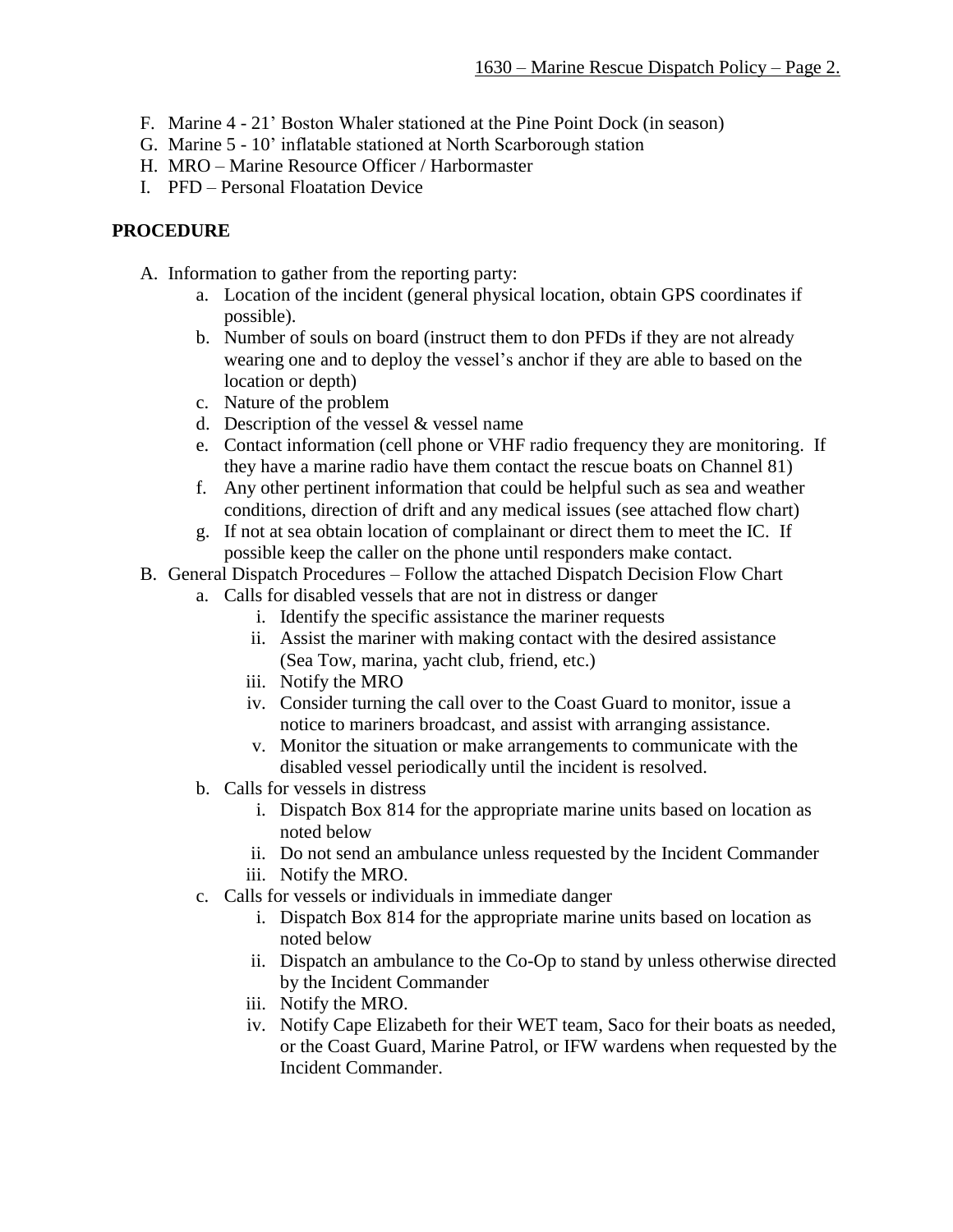F. Marine 4 - 21' Boston Whaler stationed at the Pine Point Dock (in season)
G. Marine 5 - 10' inflatable stationed at North Scarborough station
H. MRO – Marine Resource Officer / Harbormaster
I. PFD – Personal Floatation Device

## PROCEDURE

A. Information to gather from the reporting party:
   a. Location of the incident (general physical location, obtain GPS coordinates if possible).
   b. Number of souls on board (instruct them to don PFDs if they are not already wearing one and to deploy the vessel's anchor if they are able to based on the location or depth)
   c. Nature of the problem
   d. Description of the vessel & vessel name
   e. Contact information (cell phone or VHF radio frequency they are monitoring. If they have a marine radio have them contact the rescue boats on Channel 81)
   f. Any other pertinent information that could be helpful such as sea and weather conditions, direction of drift and any medical issues (see attached flow chart)
   g. If not at sea obtain location of complainant or direct them to meet the IC. If possible keep the caller on the phone until responders make contact.

B. General Dispatch Procedures – Follow the attached Dispatch Decision Flow Chart
   a. Calls for disabled vessels that are not in distress or danger
      i. Identify the specific assistance the mariner requests
      ii. Assist the mariner with making contact with the desired assistance (Sea Tow, marina, yacht club, friend, etc.)
      iii. Notify the MRO
      iv. Consider turning the call over to the Coast Guard to monitor, issue a notice to mariners broadcast, and assist with arranging assistance.
      v. Monitor the situation or make arrangements to communicate with the disabled vessel periodically until the incident is resolved.
   b. Calls for vessels in distress
      i. Dispatch Box 814 for the appropriate marine units based on location as noted below
      ii. Do not send an ambulance unless requested by the Incident Commander
      iii. Notify the MRO.
   c. Calls for vessels or individuals in immediate danger
      i. Dispatch Box 814 for the appropriate marine units based on location as noted below
      ii. Dispatch an ambulance to the Co-Op to stand by unless otherwise directed by the Incident Commander
      iii. Notify the MRO.
      iv. Notify Cape Elizabeth for their WET team, Saco for their boats as needed, or the Coast Guard, Marine Patrol, or IFW wardens when requested by the Incident Commander.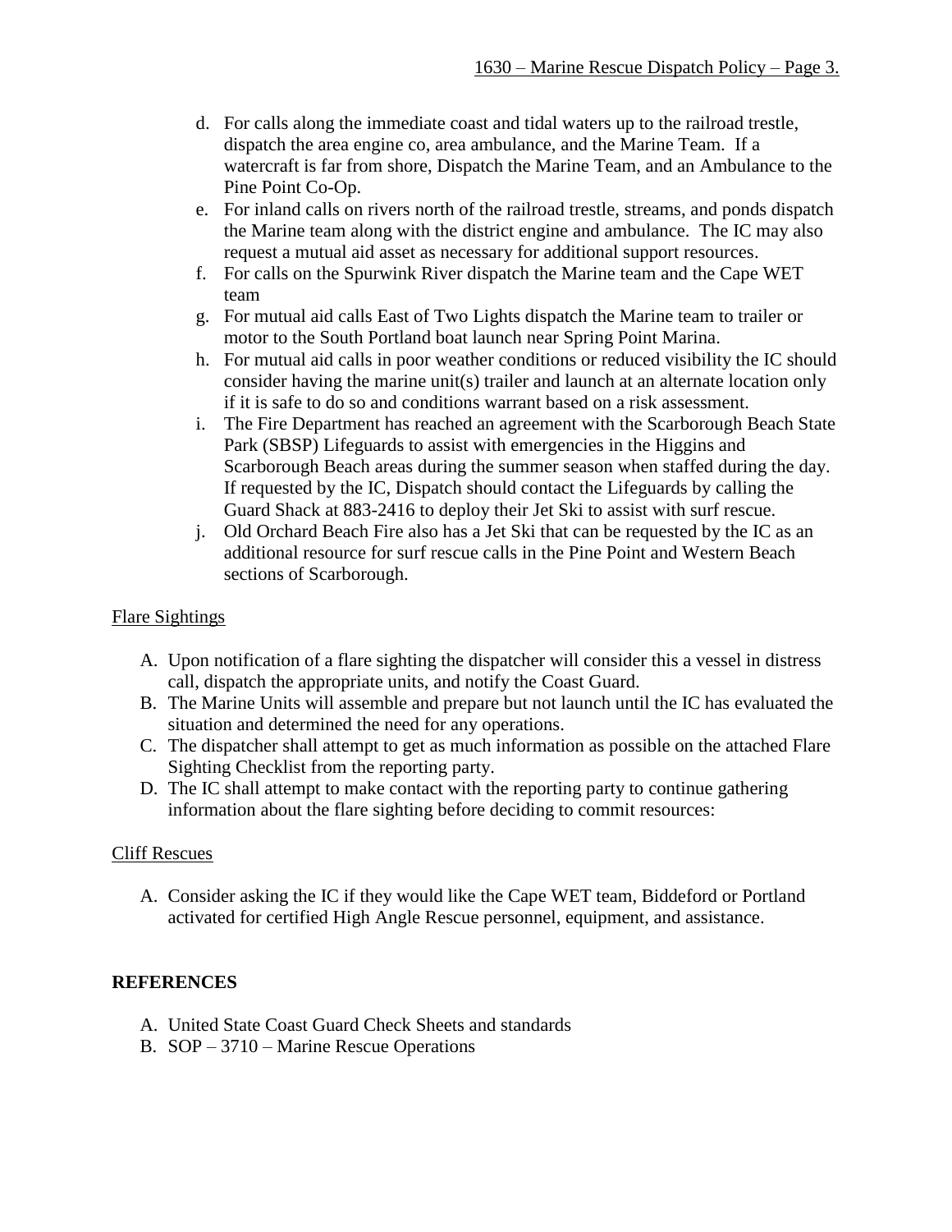d. For calls along the immediate coast and tidal waters up to the railroad trestle, dispatch the area engine co, area ambulance, and the Marine Team. If a watercraft is far from shore, Dispatch the Marine Team, and an Ambulance to the Pine Point Co-Op.
e. For inland calls on rivers north of the railroad trestle, streams, and ponds dispatch the Marine team along with the district engine and ambulance. The IC may also request a mutual aid asset as necessary for additional support resources.
f. For calls on the Spurwink River dispatch the Marine team and the Cape WET team
g. For mutual aid calls East of Two Lights dispatch the Marine team to trailer or motor to the South Portland boat launch near Spring Point Marina.
h. For mutual aid calls in poor weather conditions or reduced visibility the IC should consider having the marine unit(s) trailer and launch at an alternate location only if it is safe to do so and conditions warrant based on a risk assessment.
i. The Fire Department has reached an agreement with the Scarborough Beach State Park (SBSP) Lifeguards to assist with emergencies in the Higgins and Scarborough Beach areas during the summer season when staffed during the day. If requested by the IC, Dispatch should contact the Lifeguards by calling the Guard Shack at 883-2416 to deploy their Jet Ski to assist with surf rescue.
j. Old Orchard Beach Fire also has a Jet Ski that can be requested by the IC as an additional resource for surf rescue calls in the Pine Point and Western Beach sections of Scarborough.

Flare Sightings

A. Upon notification of a flare sighting the dispatcher will consider this a vessel in distress call, dispatch the appropriate units, and notify the Coast Guard.
B. The Marine Units will assemble and prepare but not launch until the IC has evaluated the situation and determined the need for any operations.
C. The dispatcher shall attempt to get as much information as possible on the attached Flare Sighting Checklist from the reporting party.
D. The IC shall attempt to make contact with the reporting party to continue gathering information about the flare sighting before deciding to commit resources:

Cliff Rescues

A. Consider asking the IC if they would like the Cape WET team, Biddeford or Portland activated for certified High Angle Rescue personnel, equipment, and assistance.

**REFERENCES**

A. United State Coast Guard Check Sheets and standards
B. SOP – 3710 – Marine Rescue Operations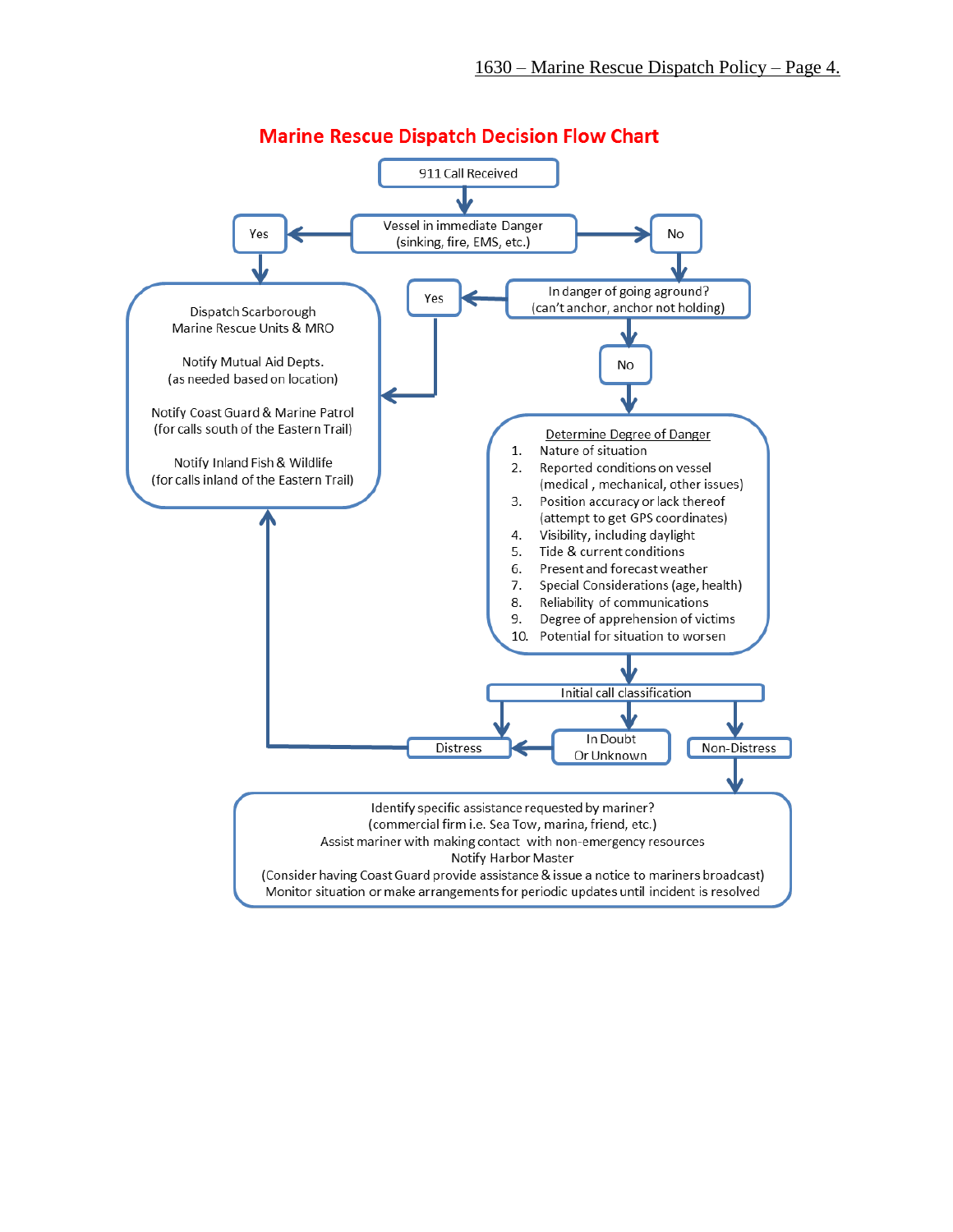# Marine Rescue Dispatch Decision Flow Chart

**911 Call Received**

↓

**Vessel in immediate Danger (sinking, fire, EMS, etc.)**

- **Yes** → Dispatch Scarborough Marine Rescue Units & MRO (see actions below)
- **No** → In danger of going aground?

**In danger of going aground? (can't anchor, anchor not holding)**

- **Yes** → Dispatch Scarborough Marine Rescue Units & MRO (see actions below)
- **No** → Determine Degree of Danger

**Dispatch Scarborough Marine Rescue Units & MRO**

Notify Mutual Aid Depts.
(as needed based on location)

Notify Coast Guard & Marine Patrol
(for calls south of the Eastern Trail)

Notify Inland Fish & Wildlife
(for calls inland of the Eastern Trail)

**Determine Degree of Danger**

1. Nature of situation
2. Reported conditions on vessel (medical , mechanical, other issues)
3. Position accuracy or lack thereof (attempt to get GPS coordinates)
4. Visibility, including daylight
5. Tide & current conditions
6. Present and forecast weather
7. Special Considerations (age, health)
8. Reliability of communications
9. Degree of apprehension of victims
10. Potential for situation to worsen

↓

**Initial call classification**

- **Distress** → Dispatch Scarborough Marine Rescue Units & MRO
- **In Doubt Or Unknown** → Distress
- **Non-Distress** → see below

**Non-Distress:**

Identify specific assistance requested by mariner?
(commercial firm i.e. Sea Tow, marina, friend, etc.)
Assist mariner with making contact with non-emergency resources
Notify Harbor Master
(Consider having Coast Guard provide assistance & issue a notice to mariners broadcast)
Monitor situation or make arrangements for periodic updates until incident is resolved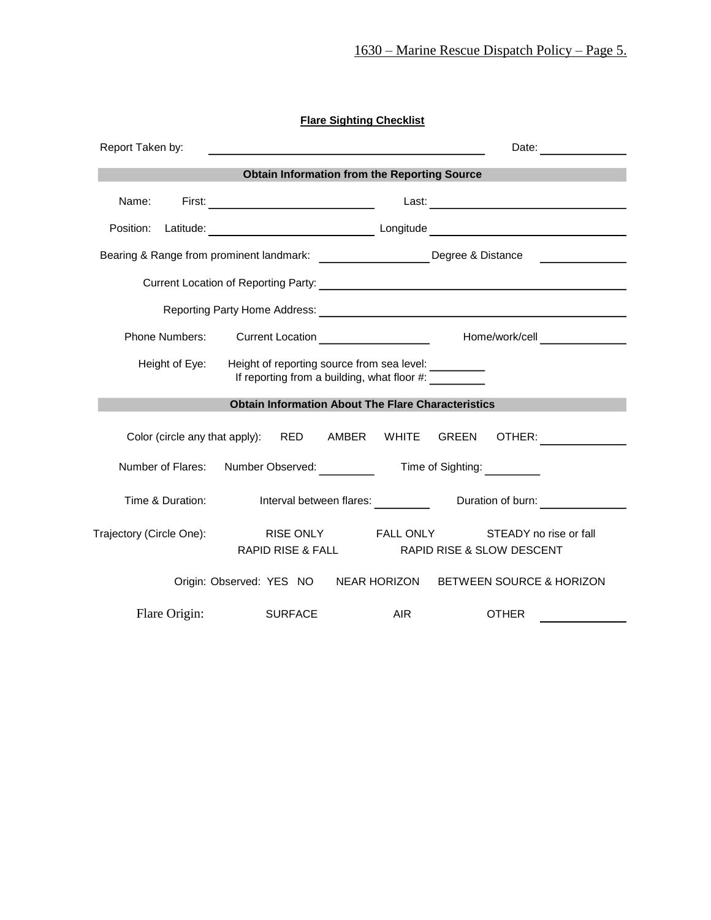## Flare Sighting Checklist

Report Taken by: ____________________________________________ Date: ______________

### Obtain Information from the Reporting Source

Name: First: ____________________________ Last: ________________________________

Position: Latitude: ____________________________ Longitude ________________________________

Bearing & Range from prominent landmark: __________________ Degree & Distance ______________

Current Location of Reporting Party: ________________________________________________

Reporting Party Home Address: ________________________________________________

Phone Numbers: Current Location __________________ Home/work/cell ______________

Height of Eye: Height of reporting source from sea level: _________
If reporting from a building, what floor #: _________

### Obtain Information About The Flare Characteristics

Color (circle any that apply): RED AMBER WHITE GREEN OTHER: ______________

Number of Flares: Number Observed: _________ Time of Sighting: _________

Time & Duration: Interval between flares: _________ Duration of burn: ______________

Trajectory (Circle One): RISE ONLY FALL ONLY STEADY no rise or fall
RAPID RISE & FALL RAPID RISE & SLOW DESCENT

Origin: Observed: YES NO NEAR HORIZON BETWEEN SOURCE & HORIZON

Flare Origin: SURFACE AIR OTHER ______________